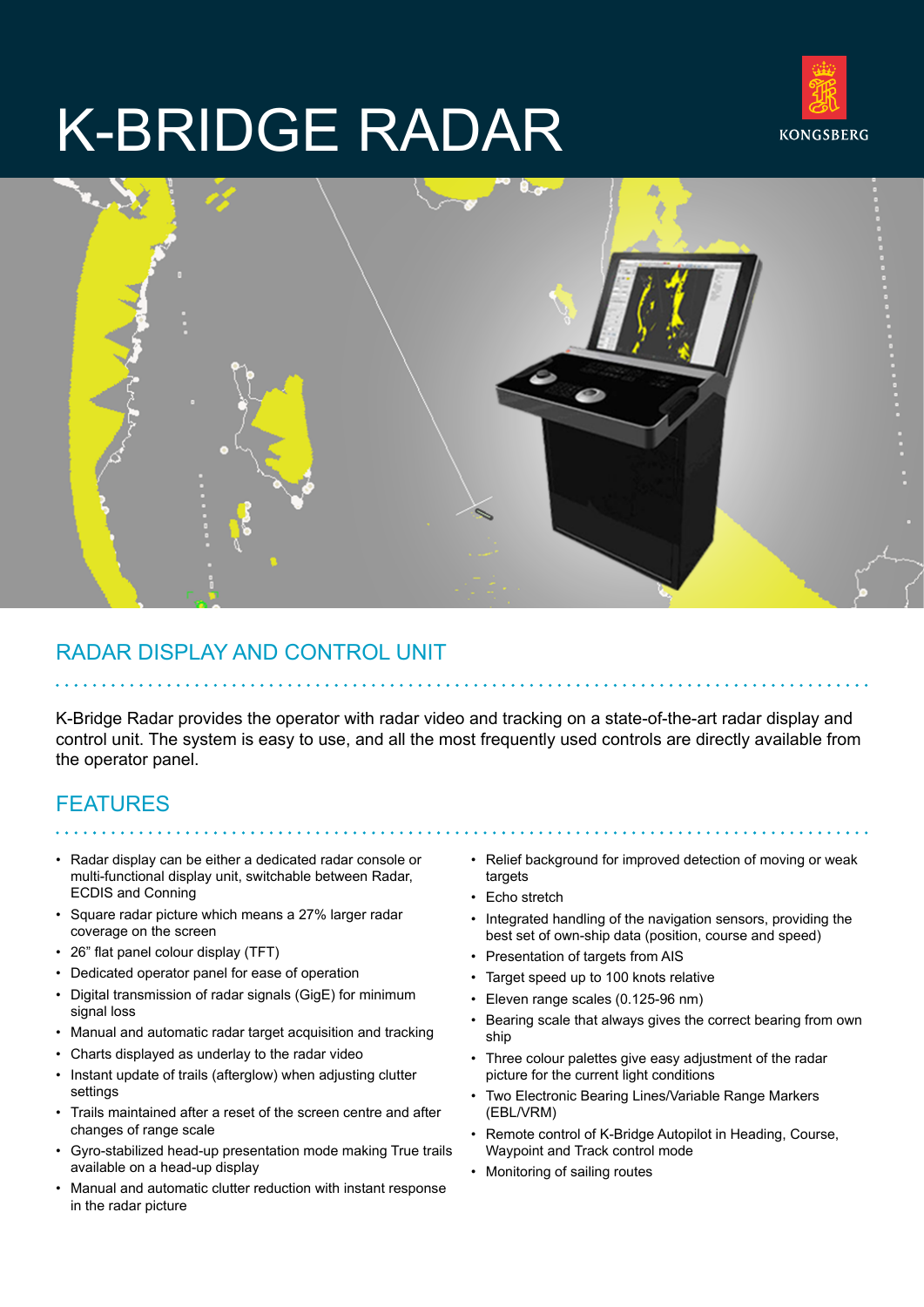# K-BRIDGE RADAR

KONGSBERG

## RADAR DISPLAY AND CONTROL UNIT

K-Bridge Radar provides the operator with radar video and tracking on a state-of-the-art radar display and control unit. The system is easy to use, and all the most frequently used controls are directly available from the operator panel.

## FEATURES

- Radar display can be either a dedicated radar console or multi-functional display unit, switchable between Radar, ECDIS and Conning
- Square radar picture which means a 27% larger radar coverage on the screen
- 26" flat panel colour display (TFT)
- Dedicated operator panel for ease of operation
- Digital transmission of radar signals (GigE) for minimum signal loss
- Manual and automatic radar target acquisition and tracking
- Charts displayed as underlay to the radar video
- Instant update of trails (afterglow) when adjusting clutter settings
- Trails maintained after a reset of the screen centre and after changes of range scale
- Gyro-stabilized head-up presentation mode making True trails available on a head-up display
- Manual and automatic clutter reduction with instant response in the radar picture
- Relief background for improved detection of moving or weak targets
- Echo stretch
- Integrated handling of the navigation sensors, providing the best set of own-ship data (position, course and speed)
- Presentation of targets from AIS
- Target speed up to 100 knots relative
- Eleven range scales (0.125-96 nm)
- Bearing scale that always gives the correct bearing from own ship
- Three colour palettes give easy adjustment of the radar picture for the current light conditions
- Two Electronic Bearing Lines/Variable Range Markers (EBL/VRM)
- Remote control of K-Bridge Autopilot in Heading, Course, Waypoint and Track control mode
- Monitoring of sailing routes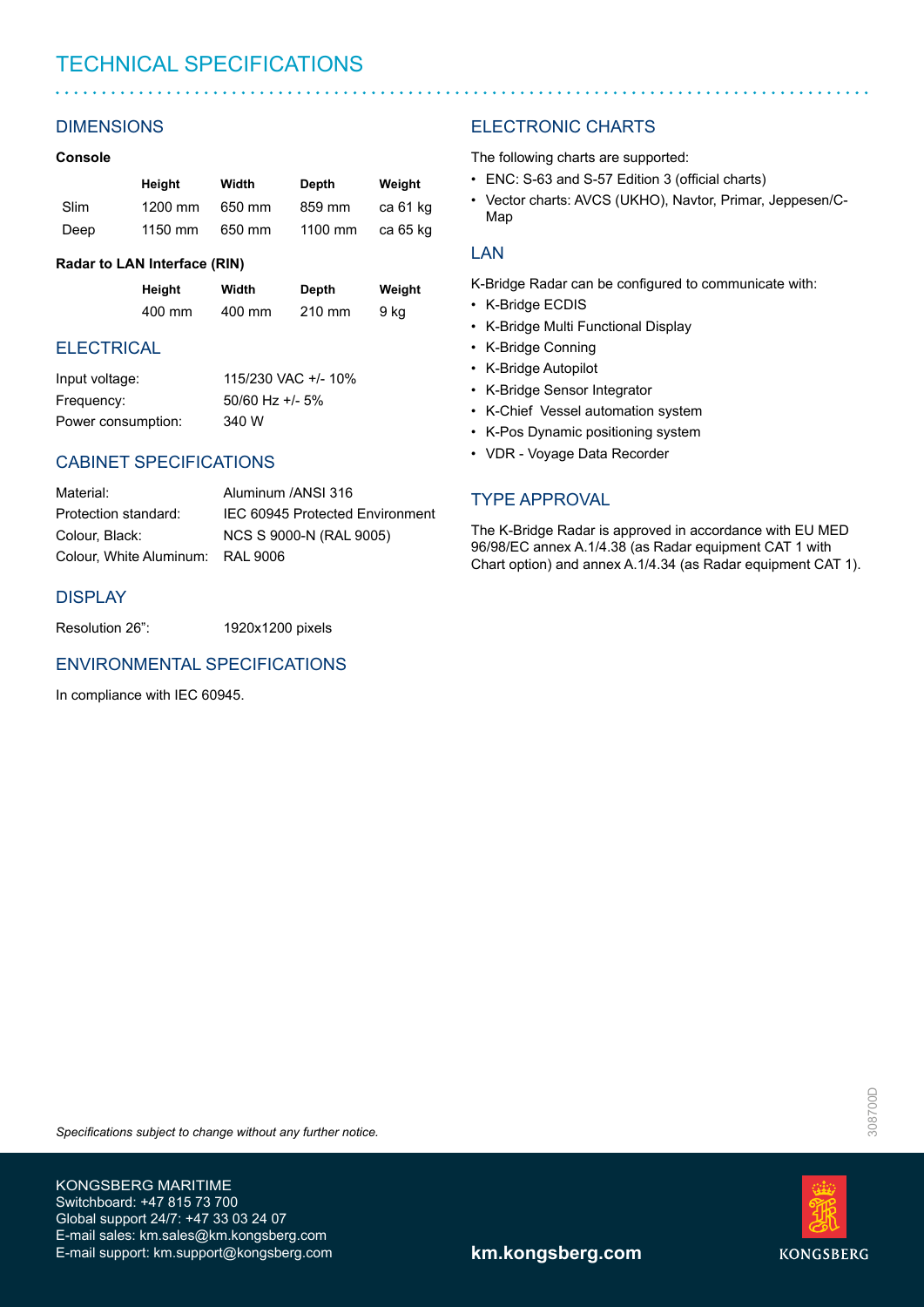# TECHNICAL SPECIFICATIONS

## DIMENSIONS

**Console**

| | Height | Width | Depth | Weight |
|---|---|---|---|---|
| Slim | 1200 mm | 650 mm | 859 mm | ca 61 kg |
| Deep | 1150 mm | 650 mm | 1100 mm | ca 65 kg |

**Radar to LAN Interface (RIN)**

| Height | Width | Depth | Weight |
|---|---|---|---|
| 400 mm | 400 mm | 210 mm | 9 kg |

## ELECTRICAL

| | |
|---|---|
| Input voltage: | 115/230 VAC +/- 10% |
| Frequency: | 50/60 Hz +/- 5% |
| Power consumption: | 340 W |

## CABINET SPECIFICATIONS

| | |
|---|---|
| Material: | Aluminum /ANSI 316 |
| Protection standard: | IEC 60945 Protected Environment |
| Colour, Black: | NCS S 9000-N (RAL 9005) |
| Colour, White Aluminum: | RAL 9006 |

## DISPLAY

Resolution 26”: 1920x1200 pixels

## ENVIRONMENTAL SPECIFICATIONS

In compliance with IEC 60945.

## ELECTRONIC CHARTS

The following charts are supported:

- ENC: S-63 and S-57 Edition 3 (official charts)
- Vector charts: AVCS (UKHO), Navtor, Primar, Jeppesen/C-Map

## LAN

K-Bridge Radar can be configured to communicate with:

- K-Bridge ECDIS
- K-Bridge Multi Functional Display
- K-Bridge Conning
- K-Bridge Autopilot
- K-Bridge Sensor Integrator
- K-Chief Vessel automation system
- K-Pos Dynamic positioning system
- VDR - Voyage Data Recorder

## TYPE APPROVAL

The K-Bridge Radar is approved in accordance with EU MED 96/98/EC annex A.1/4.38 (as Radar equipment CAT 1 with Chart option) and annex A.1/4.34 (as Radar equipment CAT 1).

*Specifications subject to change without any further notice.*

308700D

KONGSBERG MARITIME
Switchboard: +47 815 73 700
Global support 24/7: +47 33 03 24 07
E-mail sales: km.sales@km.kongsberg.com
E-mail support: km.support@kongsberg.com

**km.kongsberg.com**

KONGSBERG